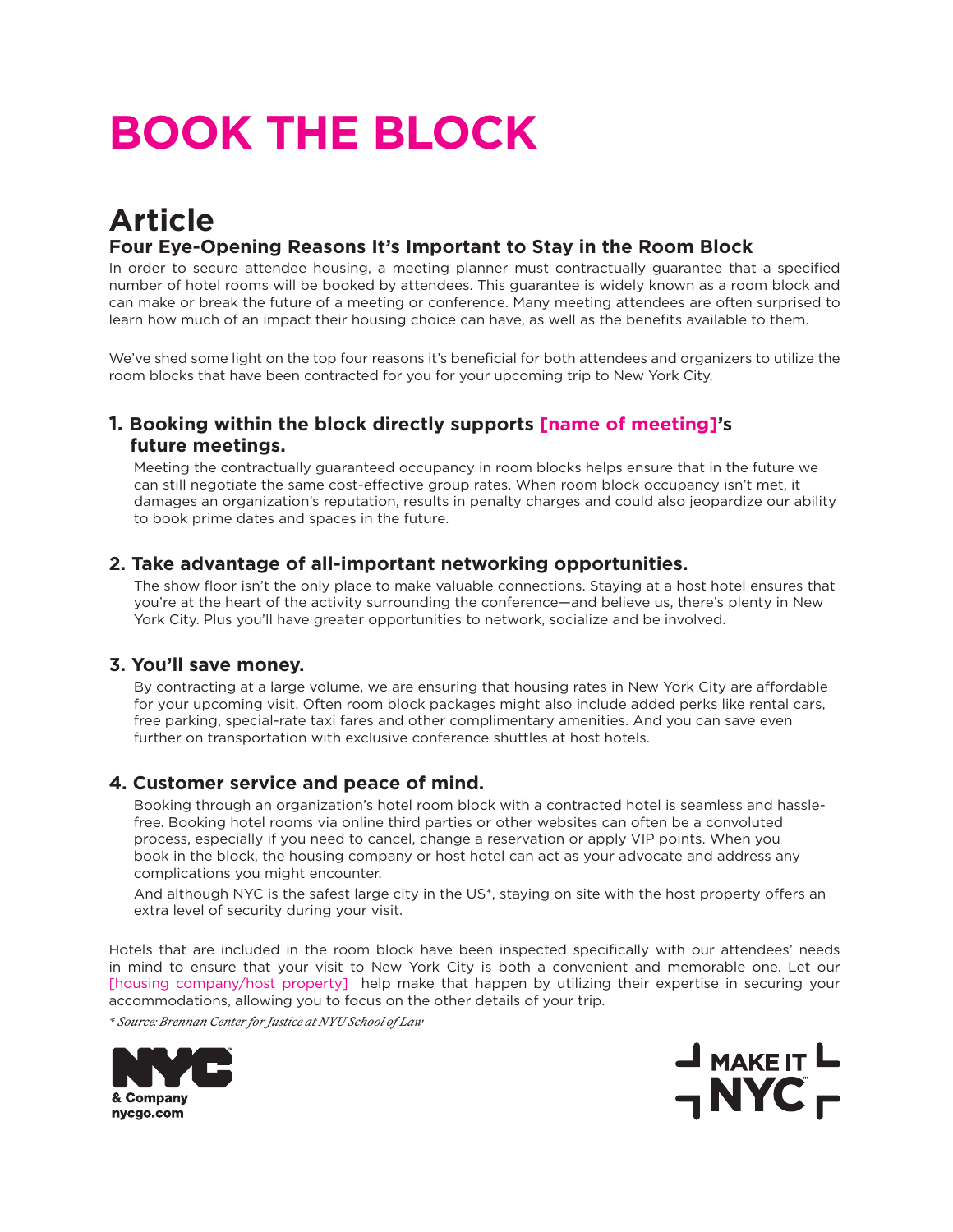# BOOK THE BLOCK

## Article

### Four Eye-Opening Reasons It's Important to Stay in the Room Block

In order to secure attendee housing, a meeting planner must contractually guarantee that a specified number of hotel rooms will be booked by attendees. This guarantee is widely known as a room block and can make or break the future of a meeting or conference. Many meeting attendees are often surprised to learn how much of an impact their housing choice can have, as well as the benefits available to them.

We've shed some light on the top four reasons it's beneficial for both attendees and organizers to utilize the room blocks that have been contracted for you for your upcoming trip to New York City.

#### 1. Booking within the block directly supports [name of meeting]'s future meetings.

Meeting the contractually guaranteed occupancy in room blocks helps ensure that in the future we can still negotiate the same cost-effective group rates. When room block occupancy isn't met, it damages an organization's reputation, results in penalty charges and could also jeopardize our ability to book prime dates and spaces in the future.

#### 2. Take advantage of all-important networking opportunities.

The show floor isn't the only place to make valuable connections. Staying at a host hotel ensures that you're at the heart of the activity surrounding the conference—and believe us, there's plenty in New York City. Plus you'll have greater opportunities to network, socialize and be involved.

#### 3. You'll save money.

By contracting at a large volume, we are ensuring that housing rates in New York City are affordable for your upcoming visit. Often room block packages might also include added perks like rental cars, free parking, special-rate taxi fares and other complimentary amenities. And you can save even further on transportation with exclusive conference shuttles at host hotels.

#### 4. Customer service and peace of mind.

Booking through an organization's hotel room block with a contracted hotel is seamless and hassle-free. Booking hotel rooms via online third parties or other websites can often be a convoluted process, especially if you need to cancel, change a reservation or apply VIP points. When you book in the block, the housing company or host hotel can act as your advocate and address any complications you might encounter.

And although NYC is the safest large city in the US*, staying on site with the host property offers an extra level of security during your visit.

Hotels that are included in the room block have been inspected specifically with our attendees' needs in mind to ensure that your visit to New York City is both a convenient and memorable one. Let our [housing company/host property] help make that happen by utilizing their expertise in securing your accommodations, allowing you to focus on the other details of your trip.

*\* Source: Brennan Center for Justice at NYU School of Law*

NYC & Company
nycgo.com

MAKE IT NYC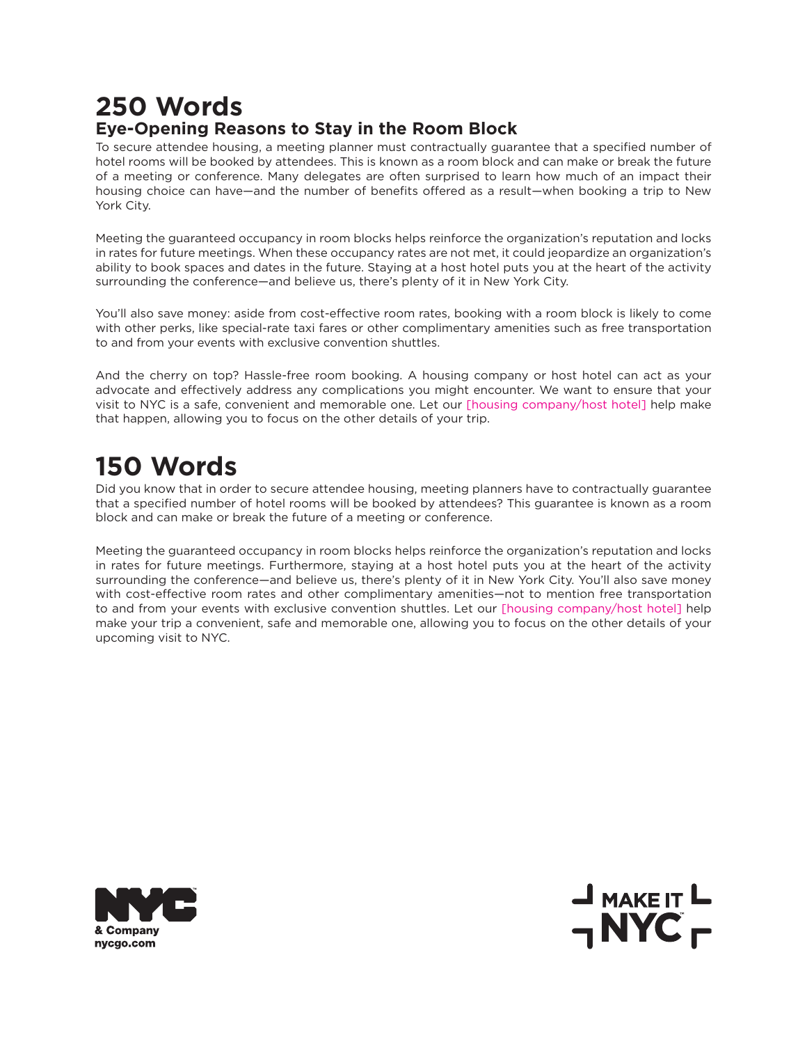# 250 Words

## Eye-Opening Reasons to Stay in the Room Block

To secure attendee housing, a meeting planner must contractually guarantee that a specified number of hotel rooms will be booked by attendees. This is known as a room block and can make or break the future of a meeting or conference. Many delegates are often surprised to learn how much of an impact their housing choice can have—and the number of benefits offered as a result—when booking a trip to New York City.

Meeting the guaranteed occupancy in room blocks helps reinforce the organization's reputation and locks in rates for future meetings. When these occupancy rates are not met, it could jeopardize an organization's ability to book spaces and dates in the future. Staying at a host hotel puts you at the heart of the activity surrounding the conference—and believe us, there's plenty of it in New York City.

You'll also save money: aside from cost-effective room rates, booking with a room block is likely to come with other perks, like special-rate taxi fares or other complimentary amenities such as free transportation to and from your events with exclusive convention shuttles.

And the cherry on top? Hassle-free room booking. A housing company or host hotel can act as your advocate and effectively address any complications you might encounter. We want to ensure that your visit to NYC is a safe, convenient and memorable one. Let our [housing company/host hotel] help make that happen, allowing you to focus on the other details of your trip.

# 150 Words

Did you know that in order to secure attendee housing, meeting planners have to contractually guarantee that a specified number of hotel rooms will be booked by attendees? This guarantee is known as a room block and can make or break the future of a meeting or conference.

Meeting the guaranteed occupancy in room blocks helps reinforce the organization's reputation and locks in rates for future meetings. Furthermore, staying at a host hotel puts you at the heart of the activity surrounding the conference—and believe us, there's plenty of it in New York City. You'll also save money with cost-effective room rates and other complimentary amenities—not to mention free transportation to and from your events with exclusive convention shuttles. Let our [housing company/host hotel] help make your trip a convenient, safe and memorable one, allowing you to focus on the other details of your upcoming visit to NYC.

NYC & Company
nycgo.com

MAKE IT NYC